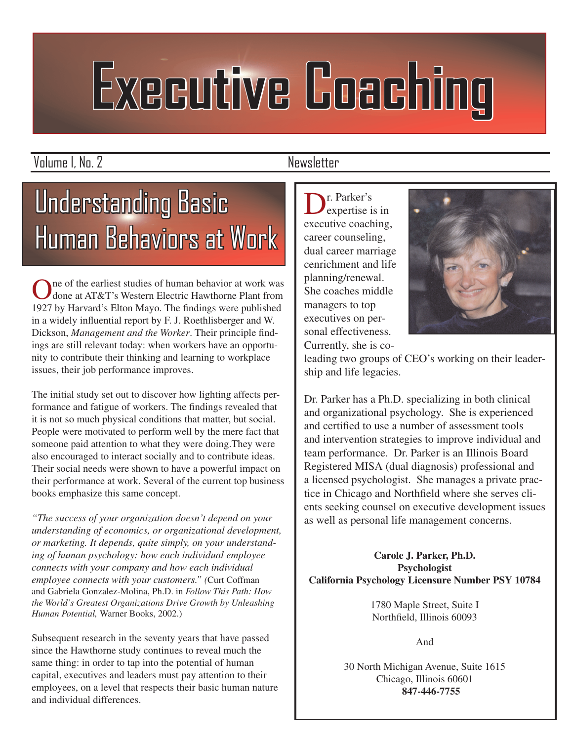# Executive Coaching

Volume I, No. 2 Newsletter

## Understanding Basic Human Behaviors at Work

One of the earliest studies of human behavior at work was done at AT&T's Western Electric Hawthorne Plant from 1927 by Harvard's Elton Mayo. The findings were published in a widely influential report by F. J. Roethlisberger and W. Dickson, *Management and the Worker*. Their principle findings are still relevant today: when workers have an opportunity to contribute their thinking and learning to workplace issues, their job performance improves.

The initial study set out to discover how lighting affects performance and fatigue of workers. The findings revealed that it is not so much physical conditions that matter, but social. People were motivated to perform well by the mere fact that someone paid attention to what they were doing.They were also encouraged to interact socially and to contribute ideas. Their social needs were shown to have a powerful impact on their performance at work. Several of the current top business books emphasize this same concept.

*"The success of your organization doesn't depend on your understanding of economics, or organizational development, or marketing. It depends, quite simply, on your understanding of human psychology: how each individual employee connects with your company and how each individual employee connects with your customers." (*Curt Coffman and Gabriela Gonzalez-Molina, Ph.D. in *Follow This Path: How the World's Greatest Organizations Drive Growth by Unleashing Human Potential,* Warner Books, 2002.)

Subsequent research in the seventy years that have passed since the Hawthorne study continues to reveal much the same thing: in order to tap into the potential of human capital, executives and leaders must pay attention to their employees, on a level that respects their basic human nature and individual differences.

Dr. Parker's expertise is in executive coaching, career counseling, dual career marriage cenrichment and life planning/renewal. She coaches middle managers to top executives on personal effectiveness. Currently, she is co-leading two groups of CEO's working on their leadership and life legacies.

Dr. Parker has a Ph.D. specializing in both clinical and organizational psychology. She is experienced and certified to use a number of assessment tools and intervention strategies to improve individual and team performance. Dr. Parker is an Illinois Board Registered MISA (dual diagnosis) professional and a licensed psychologist. She manages a private practice in Chicago and Northfield where she serves clients seeking counsel on executive development issues as well as personal life management concerns.

**Carole J. Parker, Ph.D.**
**Psychologist**
**California Psychology Licensure Number PSY 10784**

1780 Maple Street, Suite I
Northfield, Illinois 60093

And

30 North Michigan Avenue, Suite 1615
Chicago, Illinois 60601
**847-446-7755**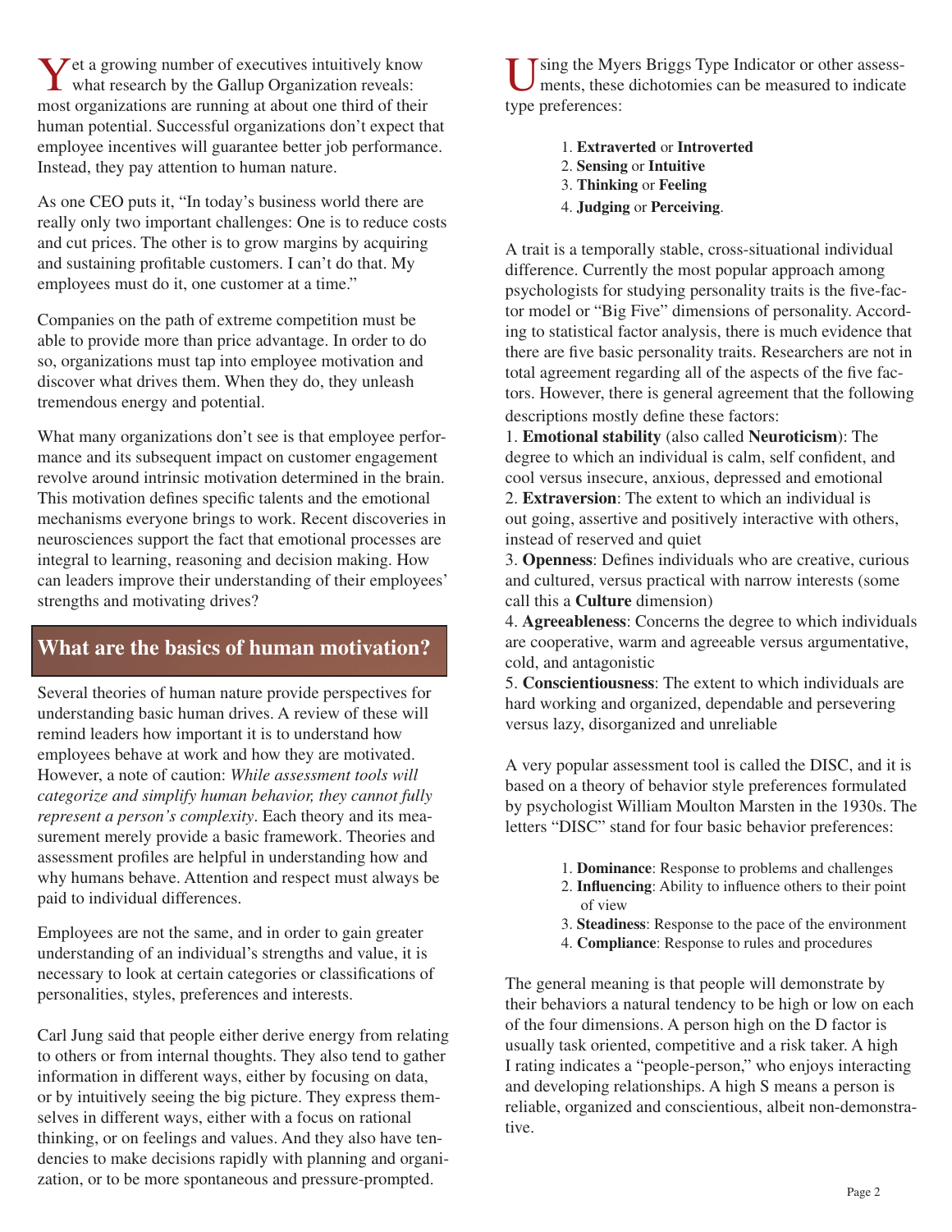Yet a growing number of executives intuitively know what research by the Gallup Organization reveals: most organizations are running at about one third of their human potential. Successful organizations don't expect that employee incentives will guarantee better job performance. Instead, they pay attention to human nature.

As one CEO puts it, "In today's business world there are really only two important challenges: One is to reduce costs and cut prices. The other is to grow margins by acquiring and sustaining profitable customers. I can't do that. My employees must do it, one customer at a time."

Companies on the path of extreme competition must be able to provide more than price advantage. In order to do so, organizations must tap into employee motivation and discover what drives them. When they do, they unleash tremendous energy and potential.

What many organizations don't see is that employee performance and its subsequent impact on customer engagement revolve around intrinsic motivation determined in the brain. This motivation defines specific talents and the emotional mechanisms everyone brings to work. Recent discoveries in neurosciences support the fact that emotional processes are integral to learning, reasoning and decision making. How can leaders improve their understanding of their employees' strengths and motivating drives?

## What are the basics of human motivation?

Several theories of human nature provide perspectives for understanding basic human drives. A review of these will remind leaders how important it is to understand how employees behave at work and how they are motivated. However, a note of caution: *While assessment tools will categorize and simplify human behavior, they cannot fully represent a person's complexity*. Each theory and its measurement merely provide a basic framework. Theories and assessment profiles are helpful in understanding how and why humans behave. Attention and respect must always be paid to individual differences.

Employees are not the same, and in order to gain greater understanding of an individual's strengths and value, it is necessary to look at certain categories or classifications of personalities, styles, preferences and interests.

Carl Jung said that people either derive energy from relating to others or from internal thoughts. They also tend to gather information in different ways, either by focusing on data, or by intuitively seeing the big picture. They express themselves in different ways, either with a focus on rational thinking, or on feelings and values. And they also have tendencies to make decisions rapidly with planning and organization, or to be more spontaneous and pressure-prompted.

Using the Myers Briggs Type Indicator or other assessments, these dichotomies can be measured to indicate type preferences:

1. **Extraverted** or **Introverted**
2. **Sensing** or **Intuitive**
3. **Thinking** or **Feeling**
4. **Judging** or **Perceiving**.

A trait is a temporally stable, cross-situational individual difference. Currently the most popular approach among psychologists for studying personality traits is the five-factor model or "Big Five" dimensions of personality. According to statistical factor analysis, there is much evidence that there are five basic personality traits. Researchers are not in total agreement regarding all of the aspects of the five factors. However, there is general agreement that the following descriptions mostly define these factors:

1. **Emotional stability** (also called **Neuroticism**): The degree to which an individual is calm, self confident, and cool versus insecure, anxious, depressed and emotional
2. **Extraversion**: The extent to which an individual is out going, assertive and positively interactive with others, instead of reserved and quiet
3. **Openness**: Defines individuals who are creative, curious and cultured, versus practical with narrow interests (some call this a **Culture** dimension)
4. **Agreeableness**: Concerns the degree to which individuals are cooperative, warm and agreeable versus argumentative, cold, and antagonistic
5. **Conscientiousness**: The extent to which individuals are hard working and organized, dependable and persevering versus lazy, disorganized and unreliable

A very popular assessment tool is called the DISC, and it is based on a theory of behavior style preferences formulated by psychologist William Moulton Marsten in the 1930s. The letters "DISC" stand for four basic behavior preferences:

1. **Dominance**: Response to problems and challenges
2. **Influencing**: Ability to influence others to their point of view
3. **Steadiness**: Response to the pace of the environment
4. **Compliance**: Response to rules and procedures

The general meaning is that people will demonstrate by their behaviors a natural tendency to be high or low on each of the four dimensions. A person high on the D factor is usually task oriented, competitive and a risk taker. A high I rating indicates a "people-person," who enjoys interacting and developing relationships. A high S means a person is reliable, organized and conscientious, albeit non-demonstrative.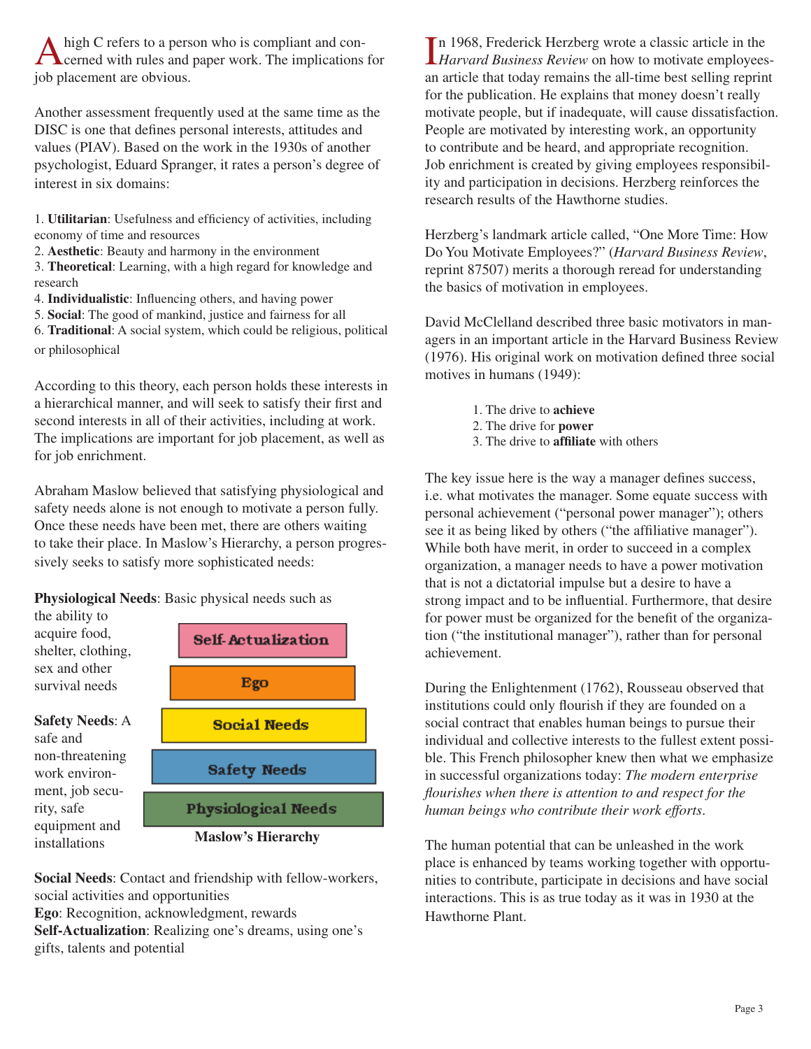A high C refers to a person who is compliant and concerned with rules and paper work. The implications for job placement are obvious.

Another assessment frequently used at the same time as the DISC is one that defines personal interests, attitudes and values (PIAV). Based on the work in the 1930s of another psychologist, Eduard Spranger, it rates a person's degree of interest in six domains:

1. **Utilitarian**: Usefulness and efficiency of activities, including economy of time and resources
2. **Aesthetic**: Beauty and harmony in the environment
3. **Theoretical**: Learning, with a high regard for knowledge and research
4. **Individualistic**: Influencing others, and having power
5. **Social**: The good of mankind, justice and fairness for all
6. **Traditional**: A social system, which could be religious, political or philosophical

According to this theory, each person holds these interests in a hierarchical manner, and will seek to satisfy their first and second interests in all of their activities, including at work. The implications are important for job placement, as well as for job enrichment.

Abraham Maslow believed that satisfying physiological and safety needs alone is not enough to motivate a person fully. Once these needs have been met, there are others waiting to take their place. In Maslow's Hierarchy, a person progressively seeks to satisfy more sophisticated needs:

**Physiological Needs**: Basic physical needs such as the ability to acquire food, shelter, clothing, sex and other survival needs

**Safety Needs**: A safe and non-threatening work environment, job security, safe equipment and installations

- Self-Actualization
- Ego
- Social Needs
- Safety Needs
- Physiological Needs

**Maslow's Hierarchy**

**Social Needs**: Contact and friendship with fellow-workers, social activities and opportunities
**Ego**: Recognition, acknowledgment, rewards
**Self-Actualization**: Realizing one's dreams, using one's gifts, talents and potential

In 1968, Frederick Herzberg wrote a classic article in the *Harvard Business Review* on how to motivate employees-an article that today remains the all-time best selling reprint for the publication. He explains that money doesn't really motivate people, but if inadequate, will cause dissatisfaction. People are motivated by interesting work, an opportunity to contribute and be heard, and appropriate recognition. Job enrichment is created by giving employees responsibility and participation in decisions. Herzberg reinforces the research results of the Hawthorne studies.

Herzberg's landmark article called, "One More Time: How Do You Motivate Employees?" (*Harvard Business Review*, reprint 87507) merits a thorough reread for understanding the basics of motivation in employees.

David McClelland described three basic motivators in managers in an important article in the Harvard Business Review (1976). His original work on motivation defined three social motives in humans (1949):

1. The drive to **achieve**
2. The drive for **power**
3. The drive to **affiliate** with others

The key issue here is the way a manager defines success, i.e. what motivates the manager. Some equate success with personal achievement ("personal power manager"); others see it as being liked by others ("the affiliative manager"). While both have merit, in order to succeed in a complex organization, a manager needs to have a power motivation that is not a dictatorial impulse but a desire to have a strong impact and to be influential. Furthermore, that desire for power must be organized for the benefit of the organization ("the institutional manager"), rather than for personal achievement.

During the Enlightenment (1762), Rousseau observed that institutions could only flourish if they are founded on a social contract that enables human beings to pursue their individual and collective interests to the fullest extent possible. This French philosopher knew then what we emphasize in successful organizations today: *The modern enterprise flourishes when there is attention to and respect for the human beings who contribute their work efforts*.

The human potential that can be unleashed in the work place is enhanced by teams working together with opportunities to contribute, participate in decisions and have social interactions. This is as true today as it was in 1930 at the Hawthorne Plant.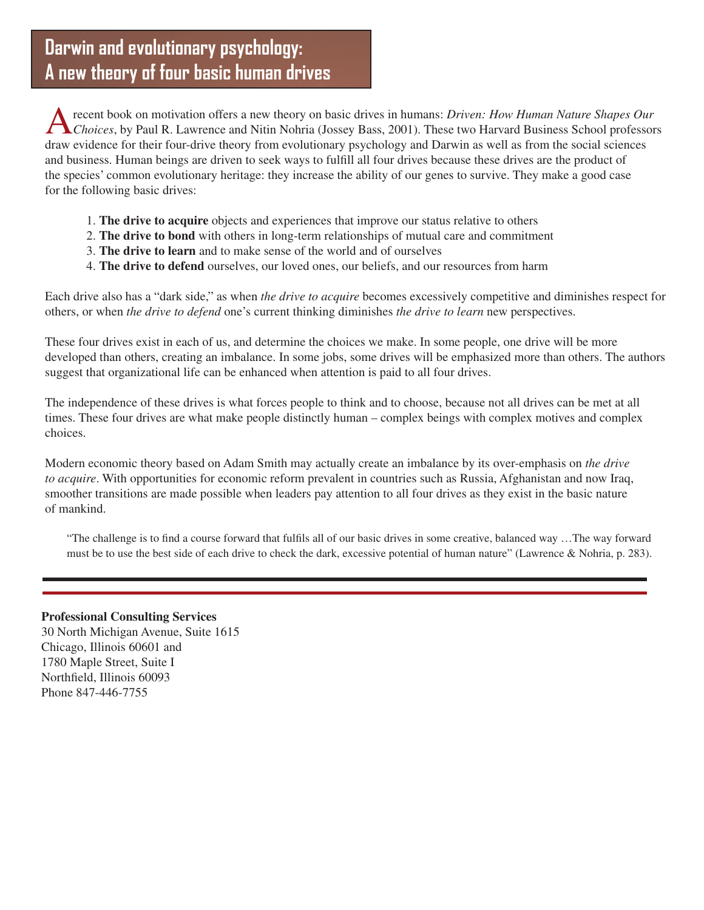## Darwin and evolutionary psychology: A new theory of four basic human drives

A recent book on motivation offers a new theory on basic drives in humans: *Driven: How Human Nature Shapes Our Choices*, by Paul R. Lawrence and Nitin Nohria (Jossey Bass, 2001). These two Harvard Business School professors draw evidence for their four-drive theory from evolutionary psychology and Darwin as well as from the social sciences and business. Human beings are driven to seek ways to fulfill all four drives because these drives are the product of the species' common evolutionary heritage: they increase the ability of our genes to survive. They make a good case for the following basic drives:

1. **The drive to acquire** objects and experiences that improve our status relative to others
2. **The drive to bond** with others in long-term relationships of mutual care and commitment
3. **The drive to learn** and to make sense of the world and of ourselves
4. **The drive to defend** ourselves, our loved ones, our beliefs, and our resources from harm

Each drive also has a "dark side," as when *the drive to acquire* becomes excessively competitive and diminishes respect for others, or when *the drive to defend* one's current thinking diminishes *the drive to learn* new perspectives.

These four drives exist in each of us, and determine the choices we make. In some people, one drive will be more developed than others, creating an imbalance. In some jobs, some drives will be emphasized more than others. The authors suggest that organizational life can be enhanced when attention is paid to all four drives.

The independence of these drives is what forces people to think and to choose, because not all drives can be met at all times. These four drives are what make people distinctly human – complex beings with complex motives and complex choices.

Modern economic theory based on Adam Smith may actually create an imbalance by its over-emphasis on *the drive to acquire*. With opportunities for economic reform prevalent in countries such as Russia, Afghanistan and now Iraq, smoother transitions are made possible when leaders pay attention to all four drives as they exist in the basic nature of mankind.

> "The challenge is to find a course forward that fulfils all of our basic drives in some creative, balanced way …The way forward must be to use the best side of each drive to check the dark, excessive potential of human nature" (Lawrence & Nohria, p. 283).

---

**Professional Consulting Services**
30 North Michigan Avenue, Suite 1615
Chicago, Illinois 60601 and
1780 Maple Street, Suite I
Northfield, Illinois 60093
Phone 847-446-7755